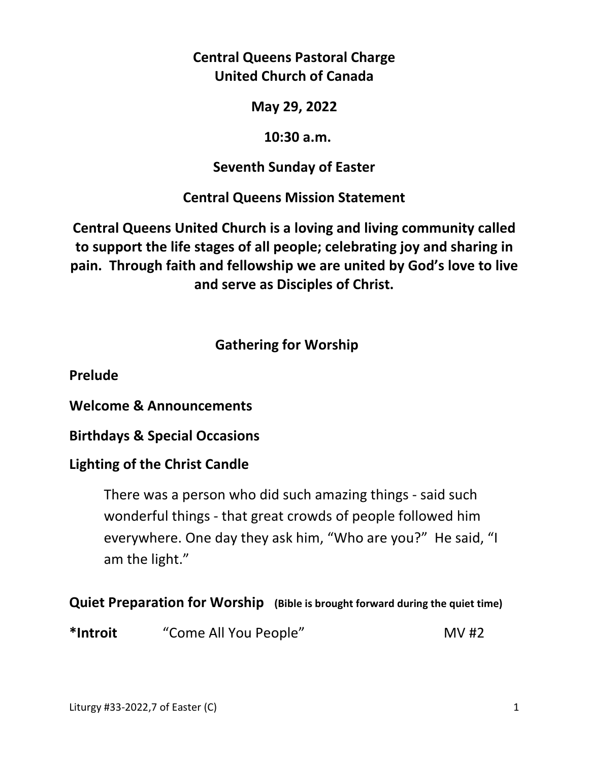# Central Queens Pastoral Charge
# United Church of Canada

**May 29, 2022**

**10:30 a.m.**

**Seventh Sunday of Easter**

**Central Queens Mission Statement**

**Central Queens United Church is a loving and living community called to support the life stages of all people; celebrating joy and sharing in pain. Through faith and fellowship we are united by God's love to live and serve as Disciples of Christ.**

## Gathering for Worship

**Prelude**

**Welcome & Announcements**

**Birthdays & Special Occasions**

**Lighting of the Christ Candle**

> There was a person who did such amazing things - said such wonderful things - that great crowds of people followed him everywhere. One day they ask him, "Who are you?" He said, "I am the light."

**Quiet Preparation for Worship** **(Bible is brought forward during the quiet time)**

**\*Introit** "Come All You People" MV #2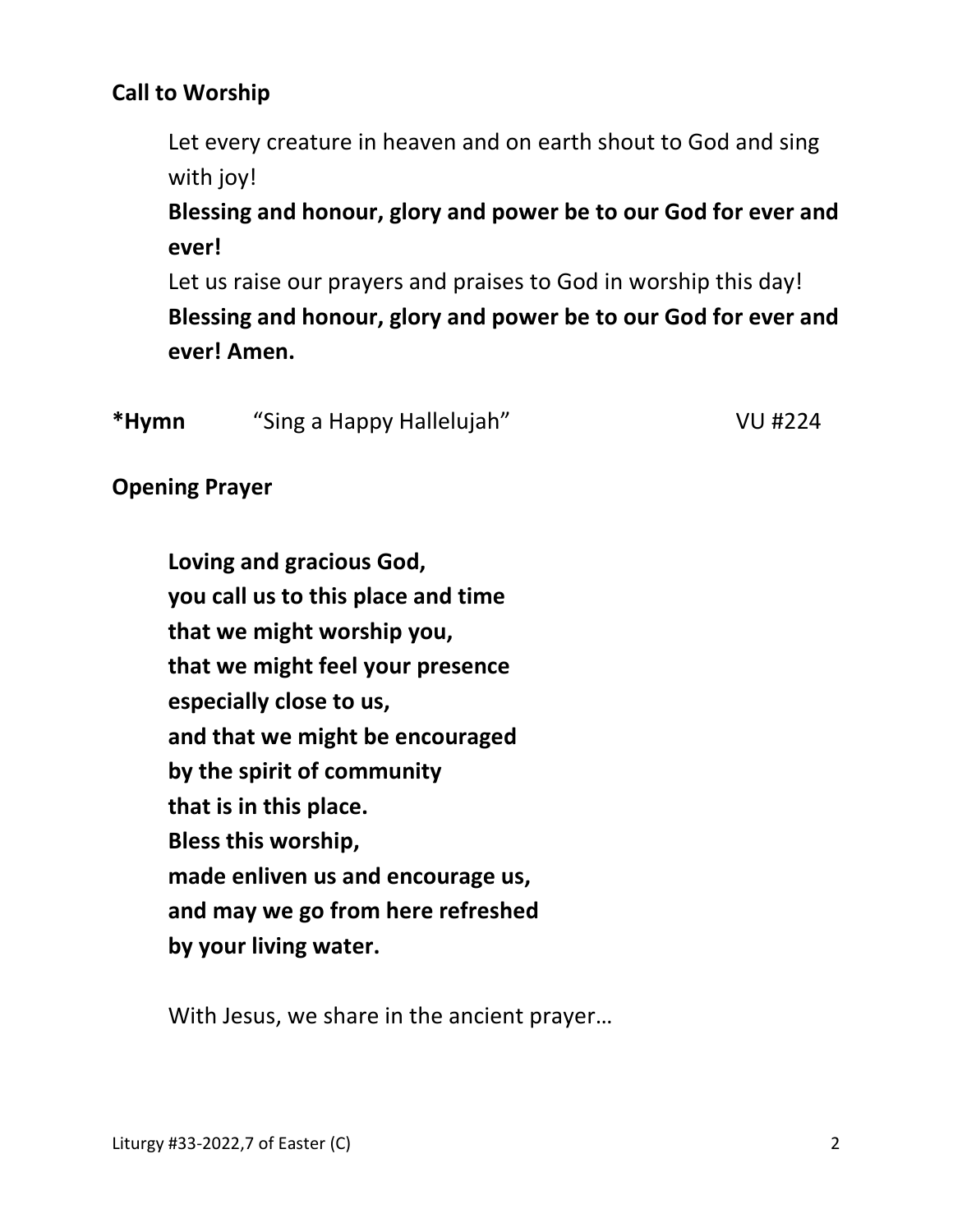**Call to Worship**

Let every creature in heaven and on earth shout to God and sing with joy!

**Blessing and honour, glory and power be to our God for ever and ever!**

Let us raise our prayers and praises to God in worship this day!

**Blessing and honour, glory and power be to our God for ever and ever! Amen.**

***Hymn** "Sing a Happy Hallelujah" VU #224

**Opening Prayer**

**Loving and gracious God,**
**you call us to this place and time**
**that we might worship you,**
**that we might feel your presence**
**especially close to us,**
**and that we might be encouraged**
**by the spirit of community**
**that is in this place.**
**Bless this worship,**
**made enliven us and encourage us,**
**and may we go from here refreshed**
**by your living water.**

With Jesus, we share in the ancient prayer…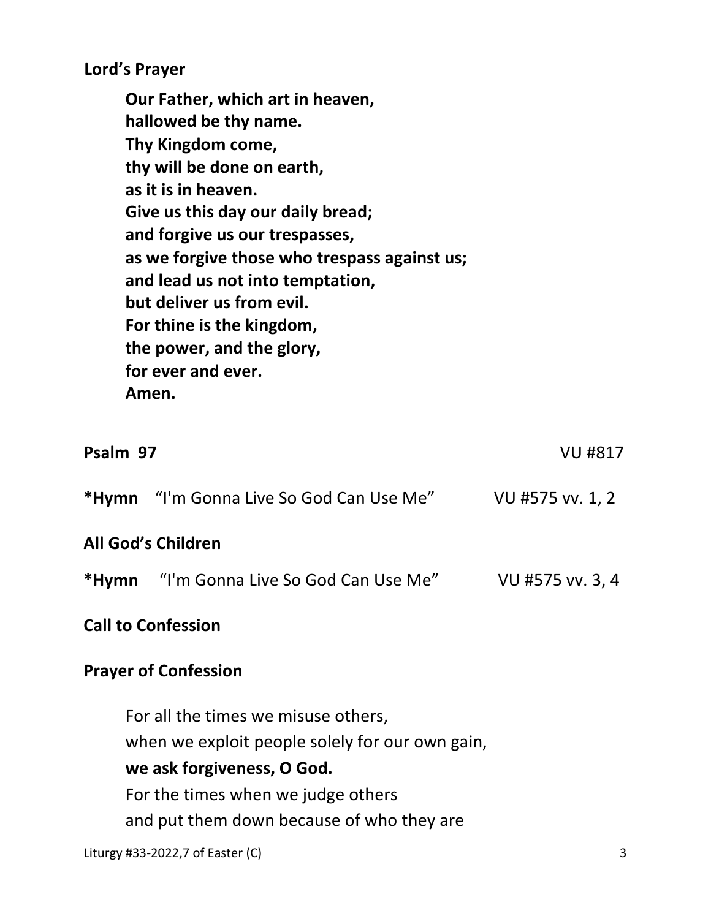**Lord's Prayer**

**Our Father, which art in heaven,**
**hallowed be thy name.**
**Thy Kingdom come,**
**thy will be done on earth,**
**as it is in heaven.**
**Give us this day our daily bread;**
**and forgive us our trespasses,**
**as we forgive those who trespass against us;**
**and lead us not into temptation,**
**but deliver us from evil.**
**For thine is the kingdom,**
**the power, and the glory,**
**for ever and ever.**
**Amen.**

**Psalm 97** VU #817

***Hymn** "I'm Gonna Live So God Can Use Me" VU #575 vv. 1, 2

**All God's Children**

***Hymn** "I'm Gonna Live So God Can Use Me" VU #575 vv. 3, 4

**Call to Confession**

**Prayer of Confession**

For all the times we misuse others,
when we exploit people solely for our own gain,
**we ask forgiveness, O God.**
For the times when we judge others
and put them down because of who they are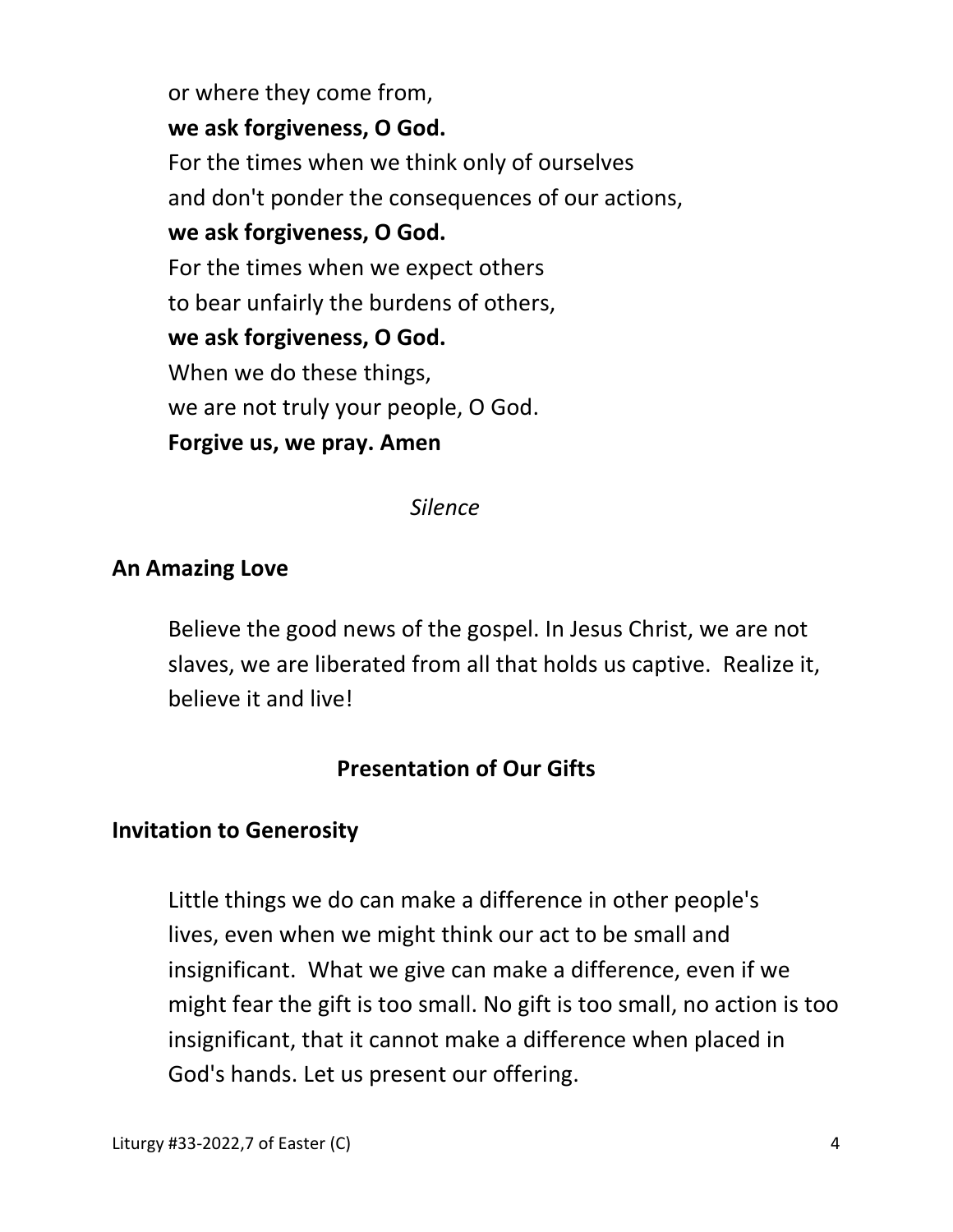or where they come from,
**we ask forgiveness, O God.**
For the times when we think only of ourselves
and don't ponder the consequences of our actions,
**we ask forgiveness, O God.**
For the times when we expect others
to bear unfairly the burdens of others,
**we ask forgiveness, O God.**
When we do these things,
we are not truly your people, O God.
**Forgive us, we pray. Amen**

*Silence*

**An Amazing Love**

Believe the good news of the gospel. In Jesus Christ, we are not slaves, we are liberated from all that holds us captive. Realize it, believe it and live!

## Presentation of Our Gifts

**Invitation to Generosity**

Little things we do can make a difference in other people's lives, even when we might think our act to be small and insignificant. What we give can make a difference, even if we might fear the gift is too small. No gift is too small, no action is too insignificant, that it cannot make a difference when placed in God's hands. Let us present our offering.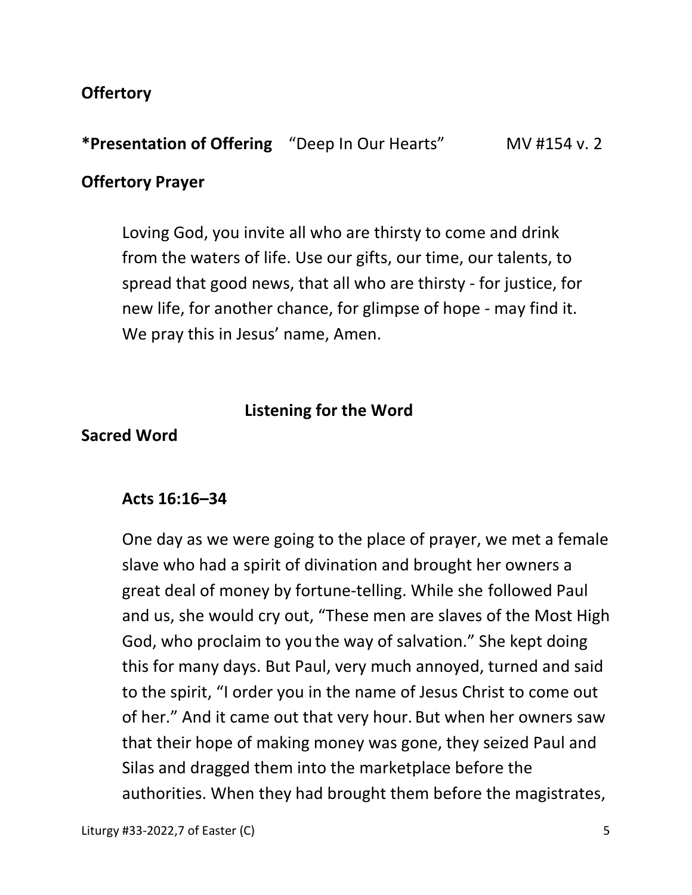**Offertory**

**\*Presentation of Offering** "Deep In Our Hearts" MV #154 v. 2

**Offertory Prayer**

Loving God, you invite all who are thirsty to come and drink from the waters of life. Use our gifts, our time, our talents, to spread that good news, that all who are thirsty - for justice, for new life, for another chance, for glimpse of hope - may find it. We pray this in Jesus' name, Amen.

## Listening for the Word

**Sacred Word**

**Acts 16:16–34**

One day as we were going to the place of prayer, we met a female slave who had a spirit of divination and brought her owners a great deal of money by fortune-telling. While she followed Paul and us, she would cry out, "These men are slaves of the Most High God, who proclaim to you the way of salvation." She kept doing this for many days. But Paul, very much annoyed, turned and said to the spirit, "I order you in the name of Jesus Christ to come out of her." And it came out that very hour. But when her owners saw that their hope of making money was gone, they seized Paul and Silas and dragged them into the marketplace before the authorities. When they had brought them before the magistrates,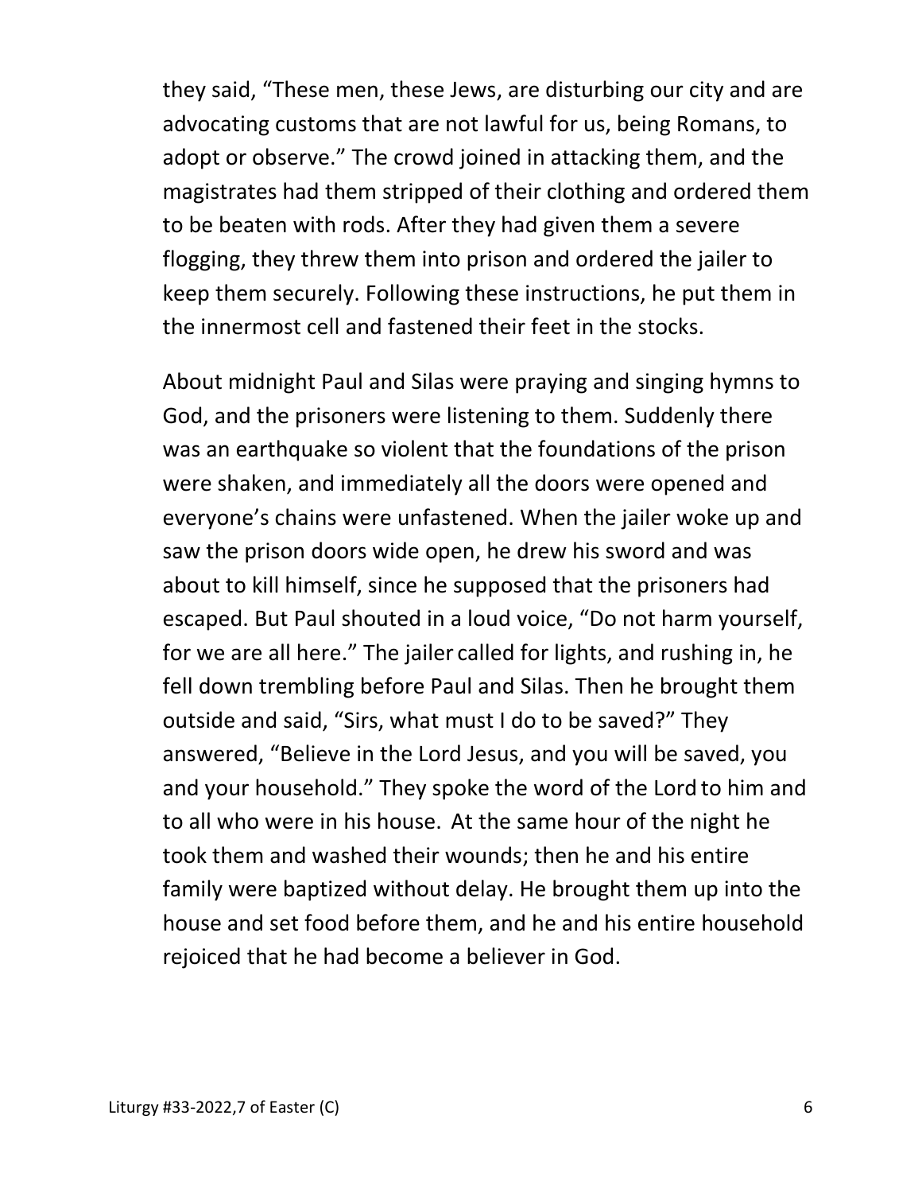they said, “These men, these Jews, are disturbing our city and are advocating customs that are not lawful for us, being Romans, to adopt or observe.” The crowd joined in attacking them, and the magistrates had them stripped of their clothing and ordered them to be beaten with rods. After they had given them a severe flogging, they threw them into prison and ordered the jailer to keep them securely. Following these instructions, he put them in the innermost cell and fastened their feet in the stocks.

About midnight Paul and Silas were praying and singing hymns to God, and the prisoners were listening to them. Suddenly there was an earthquake so violent that the foundations of the prison were shaken, and immediately all the doors were opened and everyone’s chains were unfastened. When the jailer woke up and saw the prison doors wide open, he drew his sword and was about to kill himself, since he supposed that the prisoners had escaped. But Paul shouted in a loud voice, “Do not harm yourself, for we are all here.” The jailer called for lights, and rushing in, he fell down trembling before Paul and Silas. Then he brought them outside and said, “Sirs, what must I do to be saved?” They answered, “Believe in the Lord Jesus, and you will be saved, you and your household.” They spoke the word of the Lord to him and to all who were in his house. At the same hour of the night he took them and washed their wounds; then he and his entire family were baptized without delay. He brought them up into the house and set food before them, and he and his entire household rejoiced that he had become a believer in God.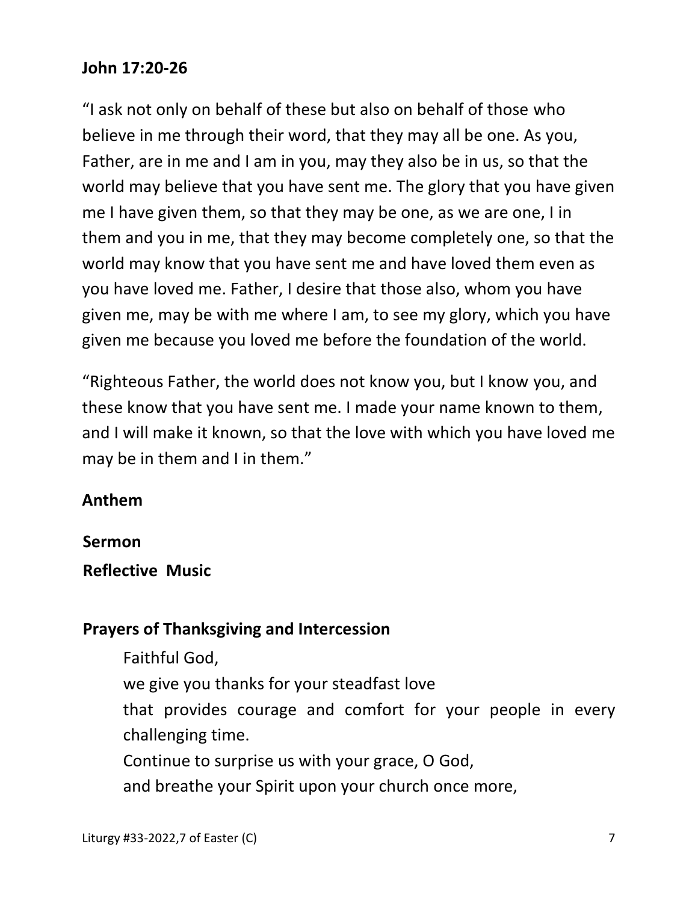**John 17:20-26**

"I ask not only on behalf of these but also on behalf of those who believe in me through their word, that they may all be one. As you, Father, are in me and I am in you, may they also be in us, so that the world may believe that you have sent me. The glory that you have given me I have given them, so that they may be one, as we are one, I in them and you in me, that they may become completely one, so that the world may know that you have sent me and have loved them even as you have loved me. Father, I desire that those also, whom you have given me, may be with me where I am, to see my glory, which you have given me because you loved me before the foundation of the world.

"Righteous Father, the world does not know you, but I know you, and these know that you have sent me. I made your name known to them, and I will make it known, so that the love with which you have loved me may be in them and I in them."

**Anthem**

**Sermon**

**Reflective Music**

**Prayers of Thanksgiving and Intercession**

Faithful God,
we give you thanks for your steadfast love
that provides courage and comfort for your people in every challenging time.
Continue to surprise us with your grace, O God,
and breathe your Spirit upon your church once more,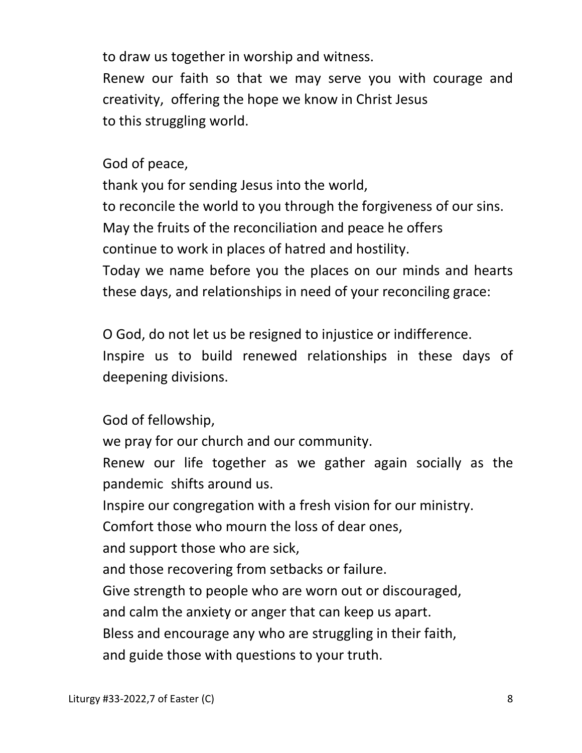to draw us together in worship and witness.
Renew our faith so that we may serve you with courage and creativity, offering the hope we know in Christ Jesus
to this struggling world.

God of peace,
thank you for sending Jesus into the world,
to reconcile the world to you through the forgiveness of our sins.
May the fruits of the reconciliation and peace he offers
continue to work in places of hatred and hostility.
Today we name before you the places on our minds and hearts these days, and relationships in need of your reconciling grace:

O God, do not let us be resigned to injustice or indifference.
Inspire us to build renewed relationships in these days of deepening divisions.

God of fellowship,
we pray for our church and our community.
Renew our life together as we gather again socially as the pandemic shifts around us.
Inspire our congregation with a fresh vision for our ministry.
Comfort those who mourn the loss of dear ones,
and support those who are sick,
and those recovering from setbacks or failure.
Give strength to people who are worn out or discouraged,
and calm the anxiety or anger that can keep us apart.
Bless and encourage any who are struggling in their faith,
and guide those with questions to your truth.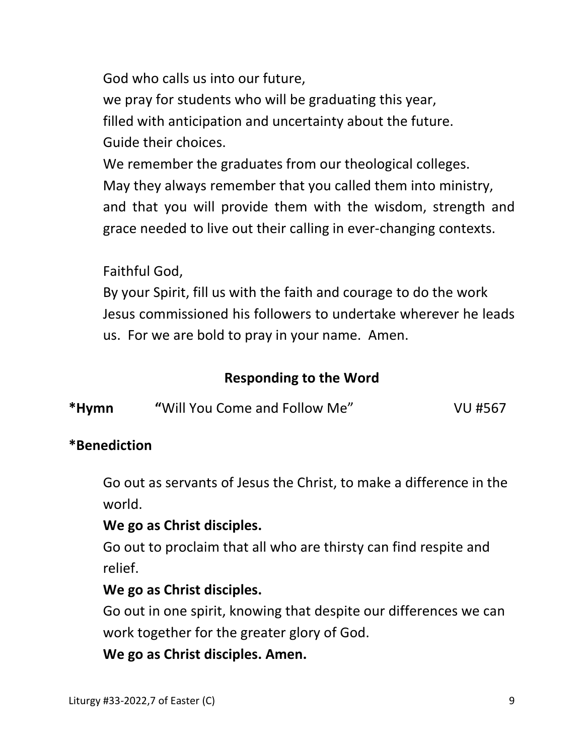God who calls us into our future,
we pray for students who will be graduating this year,
filled with anticipation and uncertainty about the future.
Guide their choices.
We remember the graduates from our theological colleges.
May they always remember that you called them into ministry,
and that you will provide them with the wisdom, strength and grace needed to live out their calling in ever-changing contexts.

Faithful God,
By your Spirit, fill us with the faith and courage to do the work Jesus commissioned his followers to undertake wherever he leads us. For we are bold to pray in your name. Amen.

## Responding to the Word

**\*Hymn** "Will You Come and Follow Me" VU #567

**\*Benediction**

Go out as servants of Jesus the Christ, to make a difference in the world.
**We go as Christ disciples.**
Go out to proclaim that all who are thirsty can find respite and relief.
**We go as Christ disciples.**
Go out in one spirit, knowing that despite our differences we can work together for the greater glory of God.
**We go as Christ disciples. Amen.**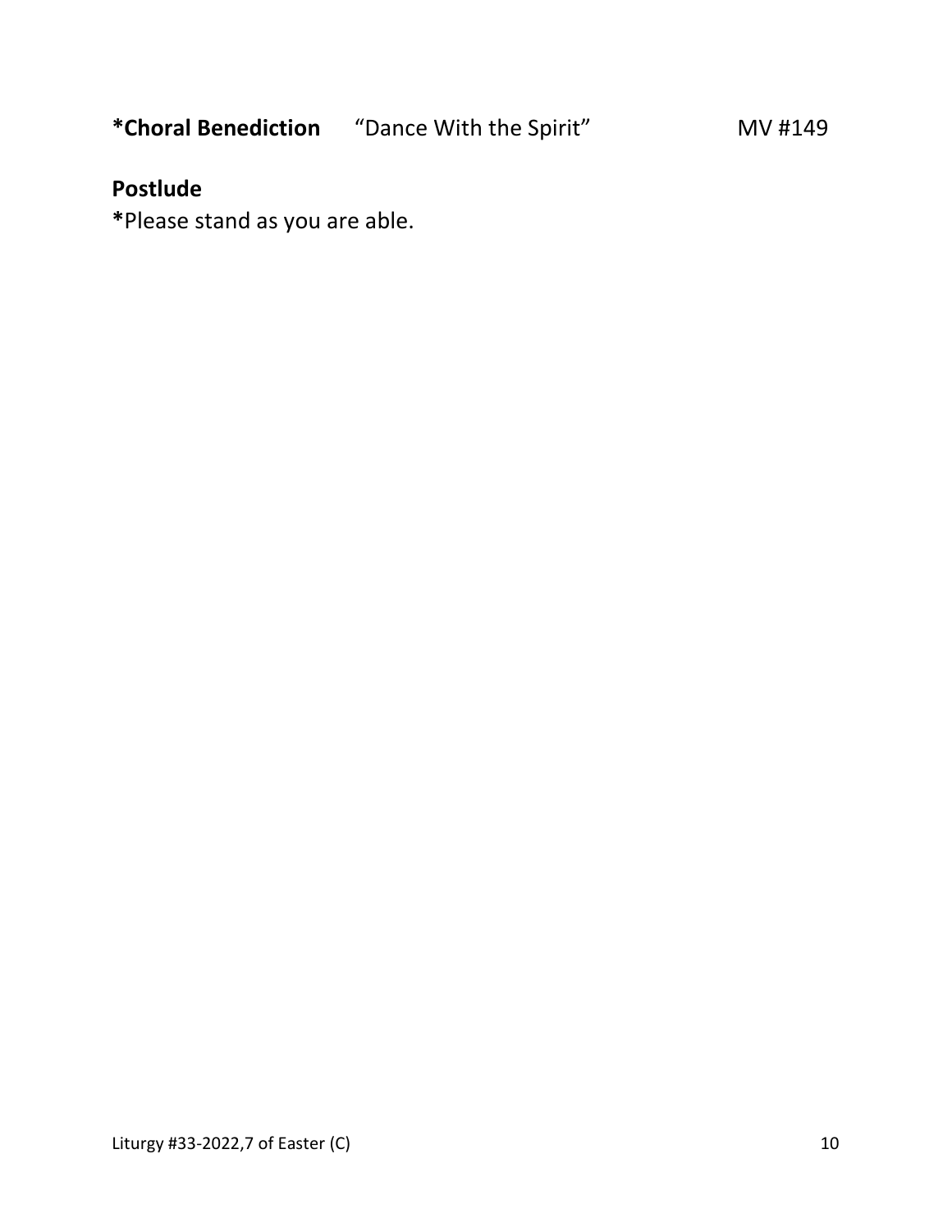**\*Choral Benediction** "Dance With the Spirit" MV #149

**Postlude**

**\***Please stand as you are able.